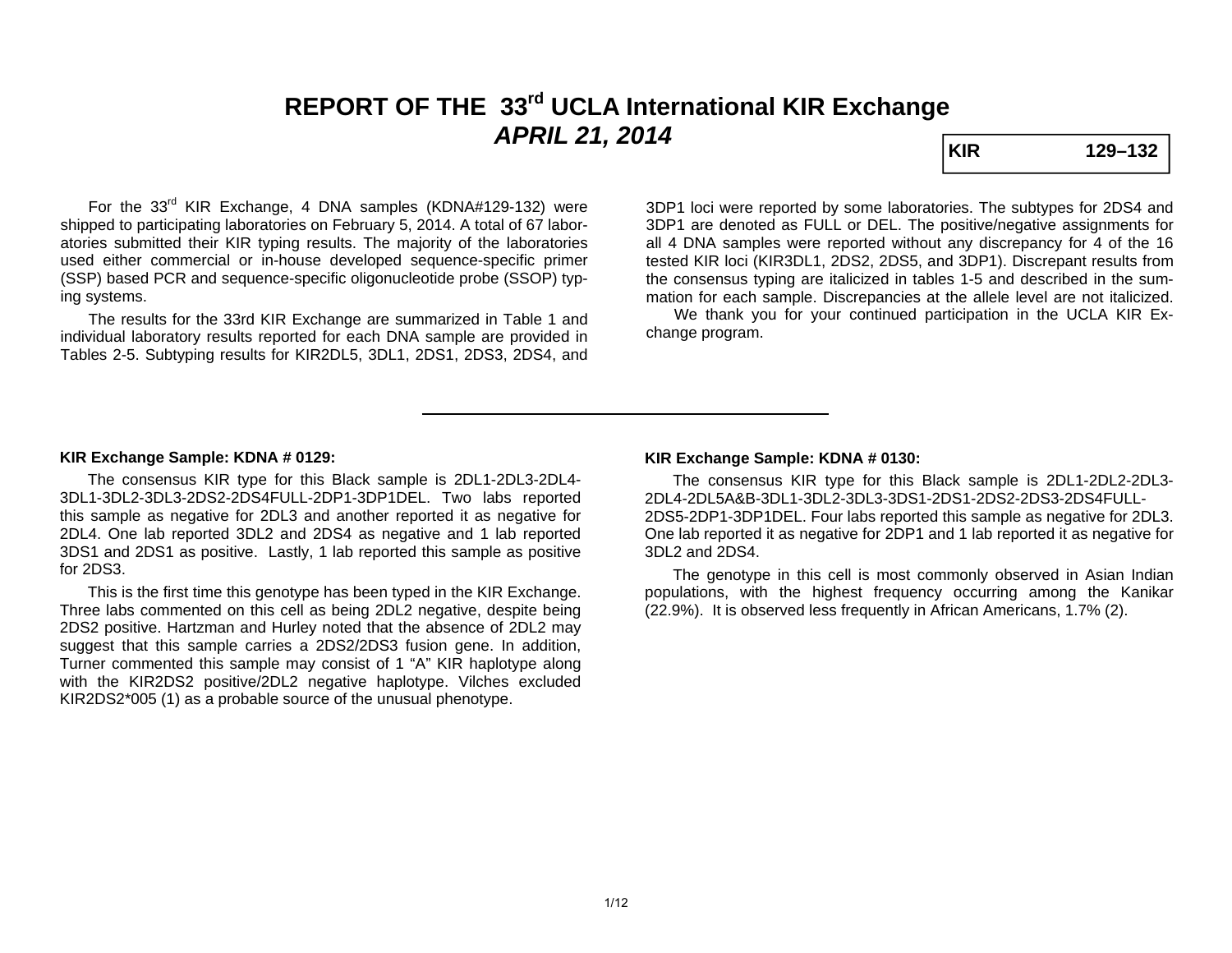# REPORT OF THE 33rd UCLA International KIR Exchange

## *APRIL 21, 2014*

**KIR 129–132**

For the 33rd KIR Exchange, 4 DNA samples (KDNA#129-132) were shipped to participating laboratories on February 5, 2014. A total of 67 laboratories submitted their KIR typing results. The majority of the laboratories used either commercial or in-house developed sequence-specific primer (SSP) based PCR and sequence-specific oligonucleotide probe (SSOP) typing systems.

The results for the 33rd KIR Exchange are summarized in Table 1 and individual laboratory results reported for each DNA sample are provided in Tables 2-5. Subtyping results for KIR2DL5, 3DL1, 2DS1, 2DS3, 2DS4, and 3DP1 loci were reported by some laboratories. The subtypes for 2DS4 and 3DP1 are denoted as FULL or DEL. The positive/negative assignments for all 4 DNA samples were reported without any discrepancy for 4 of the 16 tested KIR loci (KIR3DL1, 2DS2, 2DS5, and 3DP1). Discrepant results from the consensus typing are italicized in tables 1-5 and described in the summation for each sample. Discrepancies at the allele level are not italicized.

We thank you for your continued participation in the UCLA KIR Exchange program.

---

### KIR Exchange Sample: KDNA # 0129:

The consensus KIR type for this Black sample is 2DL1-2DL3-2DL4-3DL1-3DL2-3DL3-2DS2-2DS4FULL-2DP1-3DP1DEL. Two labs reported this sample as negative for 2DL3 and another reported it as negative for 2DL4. One lab reported 3DL2 and 2DS4 as negative and 1 lab reported 3DS1 and 2DS1 as positive. Lastly, 1 lab reported this sample as positive for 2DS3.

This is the first time this genotype has been typed in the KIR Exchange. Three labs commented on this cell as being 2DL2 negative, despite being 2DS2 positive. Hartzman and Hurley noted that the absence of 2DL2 may suggest that this sample carries a 2DS2/2DS3 fusion gene. In addition, Turner commented this sample may consist of 1 "A" KIR haplotype along with the KIR2DS2 positive/2DL2 negative haplotype. Vilches excluded KIR2DS2*005 (1) as a probable source of the unusual phenotype.

### KIR Exchange Sample: KDNA # 0130:

The consensus KIR type for this Black sample is 2DL1-2DL2-2DL3-2DL4-2DL5A&B-3DL1-3DL2-3DL3-3DS1-2DS1-2DS2-2DS3-2DS4FULL-2DS5-2DP1-3DP1DEL. Four labs reported this sample as negative for 2DL3. One lab reported it as negative for 2DP1 and 1 lab reported it as negative for 3DL2 and 2DS4.

The genotype in this cell is most commonly observed in Asian Indian populations, with the highest frequency occurring among the Kanikar (22.9%). It is observed less frequently in African Americans, 1.7% (2).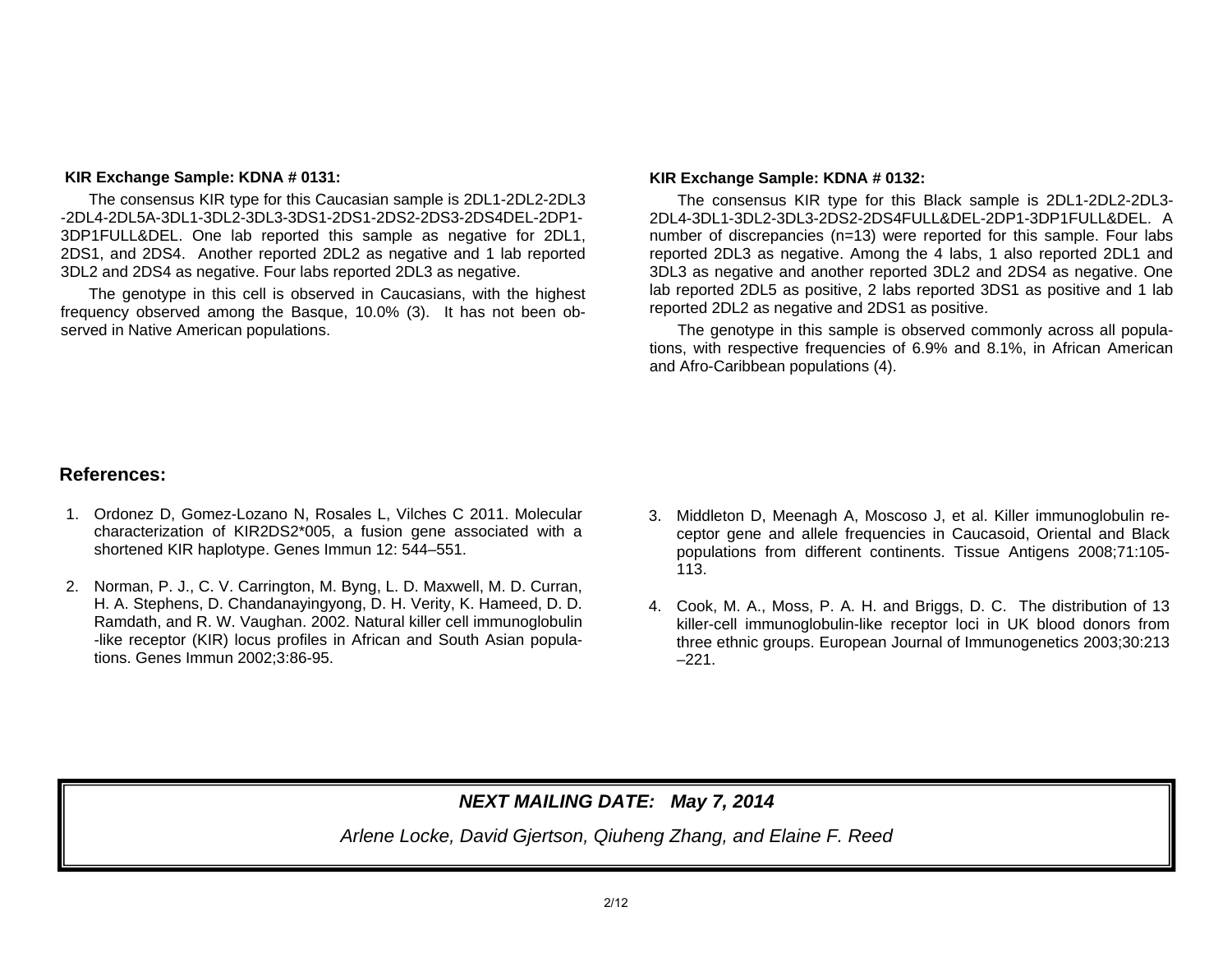### KIR Exchange Sample: KDNA # 0131:

The consensus KIR type for this Caucasian sample is 2DL1-2DL2-2DL3-2DL4-2DL5A-3DL1-3DL2-3DL3-3DS1-2DS1-2DS2-2DS3-2DS4DEL-2DP1-3DP1FULL&DEL. One lab reported this sample as negative for 2DL1, 2DS1, and 2DS4. Another reported 2DL2 as negative and 1 lab reported 3DL2 and 2DS4 as negative. Four labs reported 2DL3 as negative.

The genotype in this cell is observed in Caucasians, with the highest frequency observed among the Basque, 10.0% (3). It has not been observed in Native American populations.

### KIR Exchange Sample: KDNA # 0132:

The consensus KIR type for this Black sample is 2DL1-2DL2-2DL3-2DL4-3DL1-3DL2-3DL3-2DS2-2DS4FULL&DEL-2DP1-3DP1FULL&DEL. A number of discrepancies (n=13) were reported for this sample. Four labs reported 2DL3 as negative. Among the 4 labs, 1 also reported 2DL1 and 3DL3 as negative and another reported 3DL2 and 2DS4 as negative. One lab reported 2DL5 as positive, 2 labs reported 3DS1 as positive and 1 lab reported 2DL2 as negative and 2DS1 as positive.

The genotype in this sample is observed commonly across all populations, with respective frequencies of 6.9% and 8.1%, in African American and Afro-Caribbean populations (4).

## References:

1. Ordonez D, Gomez-Lozano N, Rosales L, Vilches C 2011. Molecular characterization of KIR2DS2*005, a fusion gene associated with a shortened KIR haplotype. Genes Immun 12: 544–551.
2. Norman, P. J., C. V. Carrington, M. Byng, L. D. Maxwell, M. D. Curran, H. A. Stephens, D. Chandanayingyong, D. H. Verity, K. Hameed, D. D. Ramdath, and R. W. Vaughan. 2002. Natural killer cell immunoglobulin-like receptor (KIR) locus profiles in African and South Asian populations. Genes Immun 2002;3:86-95.
3. Middleton D, Meenagh A, Moscoso J, et al. Killer immunoglobulin receptor gene and allele frequencies in Caucasoid, Oriental and Black populations from different continents. Tissue Antigens 2008;71:105-113.
4. Cook, M. A., Moss, P. A. H. and Briggs, D. C. The distribution of 13 killer-cell immunoglobulin-like receptor loci in UK blood donors from three ethnic groups. European Journal of Immunogenetics 2003;30:213–221.

***NEXT MAILING DATE: May 7, 2014***

*Arlene Locke, David Gjertson, Qiuheng Zhang, and Elaine F. Reed*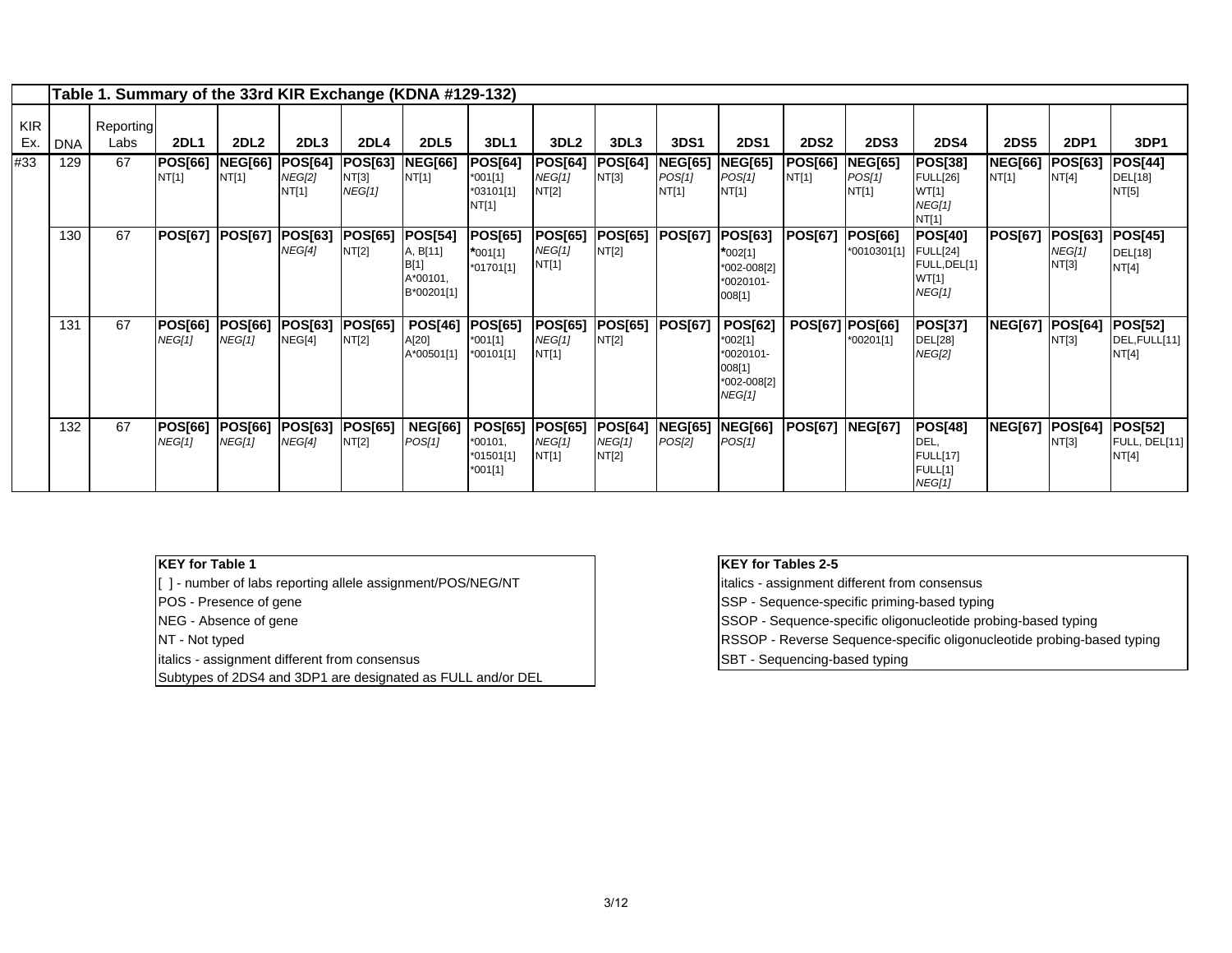| KIR Ex. | DNA | Reporting Labs | 2DL1 | 2DL2 | 2DL3 | 2DL4 | 2DL5 | 3DL1 | 3DL2 | 3DL3 | 3DS1 | 2DS1 | 2DS2 | 2DS3 | 2DS4 | 2DS5 | 2DP1 | 3DP1 |
|---|---|---|---|---|---|---|---|---|---|---|---|---|---|---|---|---|---|---|
| **Table 1. Summary of the 33rd KIR Exchange (KDNA #129-132)** | | | | | | | | | | | | | | | | | | |
| #33 | 129 | 67 | **POS[66]** NT[1] | **NEG[66]** NT[1] | **POS[64]** *NEG[2]* NT[1] | **POS[63]** NT[3] *NEG[1]* | **NEG[66]** NT[1] | **POS[64]** *001[1] *03101[1] NT[1] | **POS[64]** *NEG[1]* NT[2] | **POS[64]** NT[3] | **NEG[65]** *POS[1]* NT[1] | **NEG[65]** *POS[1]* NT[1] | **POS[66]** NT[1] | **NEG[65]** *POS[1]* NT[1] | **POS[38]** FULL[26] WT[1] *NEG[1]* NT[1] | **NEG[66]** NT[1] | **POS[63]** NT[4] | **POS[44]** DEL[18] NT[5] |
| | 130 | 67 | **POS[67]** | **POS[67]** | **POS[63]** *NEG[4]* | **POS[65]** NT[2] | **POS[54]** A, B[11] B[1] A*00101, B*00201[1] | **POS[65]** *001[1] *01701[1] | **POS[65]** *NEG[1]* NT[1] | **POS[65]** NT[2] | **POS[67]** | **POS[63]** *002[1] *002-008[2] *0020101-008[1] | **POS[67]** | **POS[66]** *0010301[1] | **POS[40]** FULL[24] FULL,DEL[1] WT[1] *NEG[1]* | **POS[67]** | **POS[63]** *NEG[1]* NT[3] | **POS[45]** DEL[18] NT[4] |
| | 131 | 67 | **POS[66]** *NEG[1]* | **POS[66]** *NEG[1]* | **POS[63]** NEG[4] | **POS[65]** NT[2] | **POS[46]** A[20] A*00501[1] | **POS[65]** *001[1] *00101[1] | **POS[65]** *NEG[1]* NT[1] | **POS[65]** NT[2] | **POS[67]** | **POS[62]** *002[1] *0020101-008[1] *002-008[2] *NEG[1]* | **POS[67]** | **POS[66]** *00201[1] | **POS[37]** DEL[28] *NEG[2]* | **NEG[67]** | **POS[64]** NT[3] | **POS[52]** DEL,FULL[11] NT[4] |
| | 132 | 67 | **POS[66]** *NEG[1]* | **POS[66]** *NEG[1]* | **POS[63]** *NEG[4]* | **POS[65]** NT[2] | **NEG[66]** *POS[1]* | **POS[65]** *00101, *01501[1] *001[1] | **POS[65]** *NEG[1]* NT[1] | **POS[64]** *NEG[1]* NT[2] | **NEG[65]** *POS[2]* | **NEG[66]** *POS[1]* | **POS[67]** | **NEG[67]** | **POS[48]** DEL, FULL[17] FULL[1] *NEG[1]* | **NEG[67]** | **POS[64]** NT[3] | **POS[52]** FULL, DEL[11] NT[4] |

| **KEY for Table 1** |
|---|
| [ ] - number of labs reporting allele assignment/POS/NEG/NT |
| POS - Presence of gene |
| NEG - Absence of gene |
| NT - Not typed |
| *italics - assignment different from consensus* |
| Subtypes of 2DS4 and 3DP1 are designated as FULL and/or DEL |

| **KEY for Tables 2-5** |
|---|
| *italics - assignment different from consensus* |
| SSP - Sequence-specific priming-based typing |
| SSOP - Sequence-specific oligonucleotide probing-based typing |
| RSSOP - Reverse Sequence-specific oligonucleotide probing-based typing |
| SBT - Sequencing-based typing |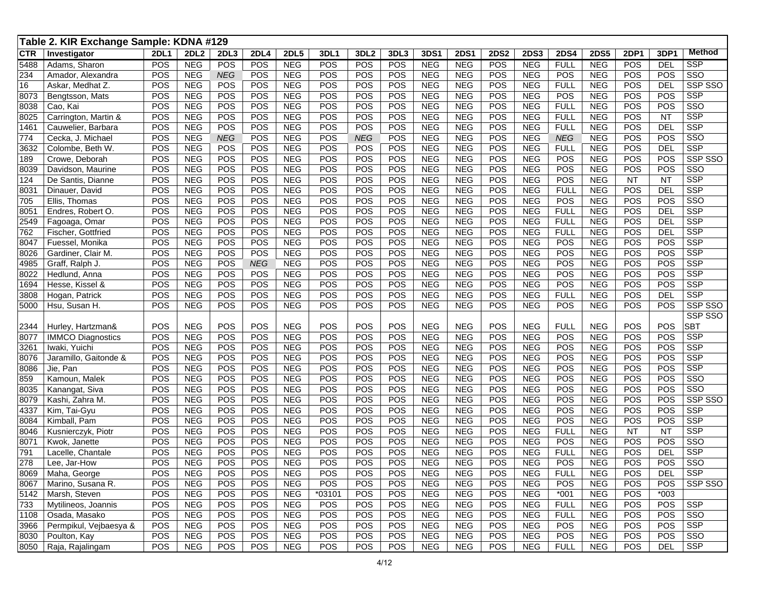## Table 2. KIR Exchange Sample: KDNA #129

| CTR | Investigator | 2DL1 | 2DL2 | 2DL3 | 2DL4 | 2DL5 | 3DL1 | 3DL2 | 3DL3 | 3DS1 | 2DS1 | 2DS2 | 2DS3 | 2DS4 | 2DS5 | 2DP1 | 3DP1 | Method |
|---|---|---|---|---|---|---|---|---|---|---|---|---|---|---|---|---|---|---|
| 5488 | Adams, Sharon | POS | NEG | POS | POS | NEG | POS | POS | POS | NEG | NEG | POS | NEG | FULL | NEG | POS | DEL | SSP |
| 234 | Amador, Alexandra | POS | NEG | *NEG* | POS | NEG | POS | POS | POS | NEG | NEG | POS | NEG | POS | NEG | POS | POS | SSO |
| 16 | Askar, Medhat Z. | POS | NEG | POS | POS | NEG | POS | POS | POS | NEG | NEG | POS | NEG | FULL | NEG | POS | DEL | SSP SSO |
| 8073 | Bengtsson, Mats | POS | NEG | POS | POS | NEG | POS | POS | POS | NEG | NEG | POS | NEG | POS | NEG | POS | POS | SSP |
| 8038 | Cao, Kai | POS | NEG | POS | POS | NEG | POS | POS | POS | NEG | NEG | POS | NEG | FULL | NEG | POS | POS | SSO |
| 8025 | Carrington, Martin & | POS | NEG | POS | POS | NEG | POS | POS | POS | NEG | NEG | POS | NEG | FULL | NEG | POS | NT | SSP |
| 1461 | Cauwelier, Barbara | POS | NEG | POS | POS | NEG | POS | POS | POS | NEG | NEG | POS | NEG | FULL | NEG | POS | DEL | SSP |
| 774 | Cecka, J. Michael | POS | NEG | *NEG* | POS | NEG | POS | *NEG* | POS | NEG | NEG | POS | NEG | *NEG* | NEG | POS | POS | SSO |
| 3632 | Colombe, Beth W. | POS | NEG | POS | POS | NEG | POS | POS | POS | NEG | NEG | POS | NEG | FULL | NEG | POS | DEL | SSP |
| 189 | Crowe, Deborah | POS | NEG | POS | POS | NEG | POS | POS | POS | NEG | NEG | POS | NEG | POS | NEG | POS | POS | SSP SSO |
| 8039 | Davidson, Maurine | POS | NEG | POS | POS | NEG | POS | POS | POS | NEG | NEG | POS | NEG | POS | NEG | POS | POS | SSO |
| 124 | De Santis, Dianne | POS | NEG | POS | POS | NEG | POS | POS | POS | NEG | NEG | POS | NEG | POS | NEG | NT | NT | SSP |
| 8031 | Dinauer, David | POS | NEG | POS | POS | NEG | POS | POS | POS | NEG | NEG | POS | NEG | FULL | NEG | POS | DEL | SSP |
| 705 | Ellis, Thomas | POS | NEG | POS | POS | NEG | POS | POS | POS | NEG | NEG | POS | NEG | POS | NEG | POS | POS | SSO |
| 8051 | Endres, Robert O. | POS | NEG | POS | POS | NEG | POS | POS | POS | NEG | NEG | POS | NEG | FULL | NEG | POS | DEL | SSP |
| 2549 | Fagoaga, Omar | POS | NEG | POS | POS | NEG | POS | POS | POS | NEG | NEG | POS | NEG | FULL | NEG | POS | DEL | SSP |
| 762 | Fischer, Gottfried | POS | NEG | POS | POS | NEG | POS | POS | POS | NEG | NEG | POS | NEG | FULL | NEG | POS | DEL | SSP |
| 8047 | Fuessel, Monika | POS | NEG | POS | POS | NEG | POS | POS | POS | NEG | NEG | POS | NEG | POS | NEG | POS | POS | SSP |
| 8026 | Gardiner, Clair M. | POS | NEG | POS | POS | NEG | POS | POS | POS | NEG | NEG | POS | NEG | POS | NEG | POS | POS | SSP |
| 4985 | Graff, Ralph J. | POS | NEG | POS | *NEG* | NEG | POS | POS | POS | NEG | NEG | POS | NEG | POS | NEG | POS | POS | SSP |
| 8022 | Hedlund, Anna | POS | NEG | POS | POS | NEG | POS | POS | POS | NEG | NEG | POS | NEG | POS | NEG | POS | POS | SSP |
| 1694 | Hesse, Kissel & | POS | NEG | POS | POS | NEG | POS | POS | POS | NEG | NEG | POS | NEG | POS | NEG | POS | POS | SSP |
| 3808 | Hogan, Patrick | POS | NEG | POS | POS | NEG | POS | POS | POS | NEG | NEG | POS | NEG | FULL | NEG | POS | DEL | SSP |
| 5000 | Hsu, Susan H. | POS | NEG | POS | POS | NEG | POS | POS | POS | NEG | NEG | POS | NEG | POS | NEG | POS | POS | SSP SSO |
| 2344 | Hurley, Hartzman& | POS | NEG | POS | POS | NEG | POS | POS | POS | NEG | NEG | POS | NEG | FULL | NEG | POS | POS | SSP SSO SBT |
| 8077 | IMMCO Diagnostics | POS | NEG | POS | POS | NEG | POS | POS | POS | NEG | NEG | POS | NEG | POS | NEG | POS | POS | SSP |
| 3261 | Iwaki, Yuichi | POS | NEG | POS | POS | NEG | POS | POS | POS | NEG | NEG | POS | NEG | POS | NEG | POS | POS | SSP |
| 8076 | Jaramillo, Gaitonde & | POS | NEG | POS | POS | NEG | POS | POS | POS | NEG | NEG | POS | NEG | POS | NEG | POS | POS | SSP |
| 8086 | Jie, Pan | POS | NEG | POS | POS | NEG | POS | POS | POS | NEG | NEG | POS | NEG | POS | NEG | POS | POS | SSP |
| 859 | Kamoun, Malek | POS | NEG | POS | POS | NEG | POS | POS | POS | NEG | NEG | POS | NEG | POS | NEG | POS | POS | SSO |
| 8035 | Kanangat, Siva | POS | NEG | POS | POS | NEG | POS | POS | POS | NEG | NEG | POS | NEG | POS | NEG | POS | POS | SSO |
| 8079 | Kashi, Zahra M. | POS | NEG | POS | POS | NEG | POS | POS | POS | NEG | NEG | POS | NEG | POS | NEG | POS | POS | SSP SSO |
| 4337 | Kim, Tai-Gyu | POS | NEG | POS | POS | NEG | POS | POS | POS | NEG | NEG | POS | NEG | POS | NEG | POS | POS | SSP |
| 8084 | Kimball, Pam | POS | NEG | POS | POS | NEG | POS | POS | POS | NEG | NEG | POS | NEG | POS | NEG | POS | POS | SSP |
| 8046 | Kusnierczyk, Piotr | POS | NEG | POS | POS | NEG | POS | POS | POS | NEG | NEG | POS | NEG | FULL | NEG | NT | NT | SSP |
| 8071 | Kwok, Janette | POS | NEG | POS | POS | NEG | POS | POS | POS | NEG | NEG | POS | NEG | POS | NEG | POS | POS | SSO |
| 791 | Lacelle, Chantale | POS | NEG | POS | POS | NEG | POS | POS | POS | NEG | NEG | POS | NEG | FULL | NEG | POS | DEL | SSP |
| 278 | Lee, Jar-How | POS | NEG | POS | POS | NEG | POS | POS | POS | NEG | NEG | POS | NEG | POS | NEG | POS | POS | SSO |
| 8069 | Maha, George | POS | NEG | POS | POS | NEG | POS | POS | POS | NEG | NEG | POS | NEG | FULL | NEG | POS | DEL | SSP |
| 8067 | Marino, Susana R. | POS | NEG | POS | POS | NEG | POS | POS | POS | NEG | NEG | POS | NEG | POS | NEG | POS | POS | SSP SSO |
| 5142 | Marsh, Steven | POS | NEG | POS | POS | NEG | *03101 | POS | POS | NEG | NEG | POS | NEG | *001 | NEG | POS | *003 | |
| 733 | Mytilineos, Joannis | POS | NEG | POS | POS | NEG | POS | POS | POS | NEG | NEG | POS | NEG | FULL | NEG | POS | POS | SSP |
| 1108 | Osada, Masako | POS | NEG | POS | POS | NEG | POS | POS | POS | NEG | NEG | POS | NEG | FULL | NEG | POS | POS | SSO |
| 3966 | Permpikul, Vejbaesya & | POS | NEG | POS | POS | NEG | POS | POS | POS | NEG | NEG | POS | NEG | POS | NEG | POS | POS | SSP |
| 8030 | Poulton, Kay | POS | NEG | POS | POS | NEG | POS | POS | POS | NEG | NEG | POS | NEG | POS | NEG | POS | POS | SSO |
| 8050 | Raja, Rajalingam | POS | NEG | POS | POS | NEG | POS | POS | POS | NEG | NEG | POS | NEG | FULL | NEG | POS | DEL | SSP |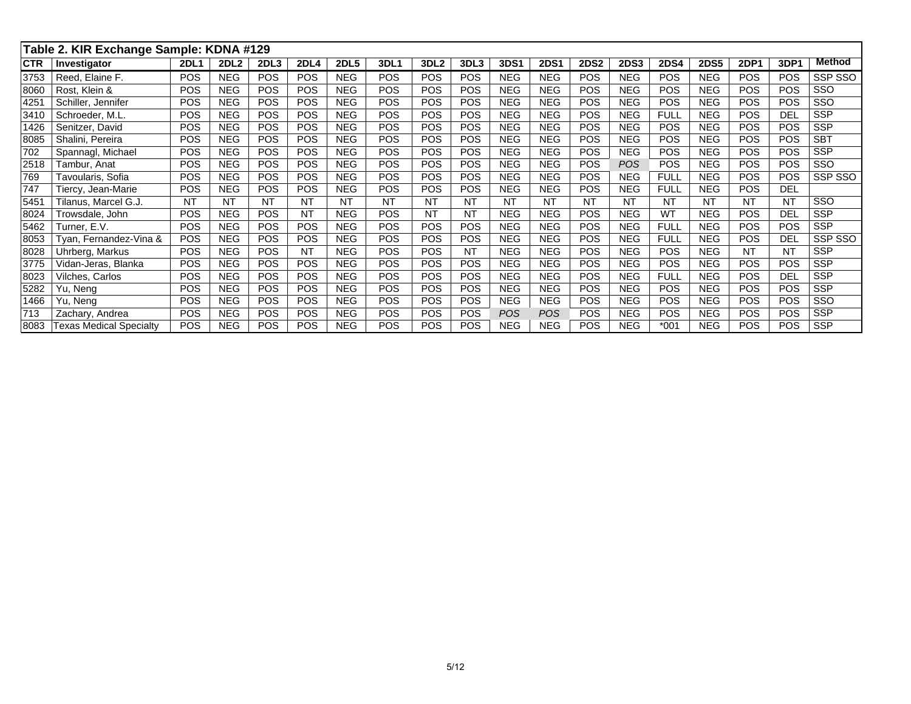**Table 2. KIR Exchange Sample: KDNA #129**

| CTR | Investigator | 2DL1 | 2DL2 | 2DL3 | 2DL4 | 2DL5 | 3DL1 | 3DL2 | 3DL3 | 3DS1 | 2DS1 | 2DS2 | 2DS3 | 2DS4 | 2DS5 | 2DP1 | 3DP1 | Method |
|---|---|---|---|---|---|---|---|---|---|---|---|---|---|---|---|---|---|---|
| 3753 | Reed, Elaine F. | POS | NEG | POS | POS | NEG | POS | POS | POS | NEG | NEG | POS | NEG | POS | NEG | POS | POS | SSP SSO |
| 8060 | Rost, Klein & | POS | NEG | POS | POS | NEG | POS | POS | POS | NEG | NEG | POS | NEG | POS | NEG | POS | POS | SSO |
| 4251 | Schiller, Jennifer | POS | NEG | POS | POS | NEG | POS | POS | POS | NEG | NEG | POS | NEG | POS | NEG | POS | POS | SSO |
| 3410 | Schroeder, M.L. | POS | NEG | POS | POS | NEG | POS | POS | POS | NEG | NEG | POS | NEG | FULL | NEG | POS | DEL | SSP |
| 1426 | Senitzer, David | POS | NEG | POS | POS | NEG | POS | POS | POS | NEG | NEG | POS | NEG | POS | NEG | POS | POS | SSP |
| 8085 | Shalini, Pereira | POS | NEG | POS | POS | NEG | POS | POS | POS | NEG | NEG | POS | NEG | POS | NEG | POS | POS | SBT |
| 702 | Spannagl, Michael | POS | NEG | POS | POS | NEG | POS | POS | POS | NEG | NEG | POS | NEG | POS | NEG | POS | POS | SSP |
| 2518 | Tambur, Anat | POS | NEG | POS | POS | NEG | POS | POS | POS | NEG | NEG | POS | *POS* | POS | NEG | POS | POS | SSO |
| 769 | Tavoularis, Sofia | POS | NEG | POS | POS | NEG | POS | POS | POS | NEG | NEG | POS | NEG | FULL | NEG | POS | POS | SSP SSO |
| 747 | Tiercy, Jean-Marie | POS | NEG | POS | POS | NEG | POS | POS | POS | NEG | NEG | POS | NEG | FULL | NEG | POS | DEL | |
| 5451 | Tilanus, Marcel G.J. | NT | NT | NT | NT | NT | NT | NT | NT | NT | NT | NT | NT | NT | NT | NT | NT | SSO |
| 8024 | Trowsdale, John | POS | NEG | POS | NT | NEG | POS | NT | NT | NEG | NEG | POS | NEG | WT | NEG | POS | DEL | SSP |
| 5462 | Turner, E.V. | POS | NEG | POS | POS | NEG | POS | POS | POS | NEG | NEG | POS | NEG | FULL | NEG | POS | POS | SSP |
| 8053 | Tyan, Fernandez-Vina & | POS | NEG | POS | POS | NEG | POS | POS | POS | NEG | NEG | POS | NEG | FULL | NEG | POS | DEL | SSP SSO |
| 8028 | Uhrberg, Markus | POS | NEG | POS | NT | NEG | POS | POS | NT | NEG | NEG | POS | NEG | POS | NEG | NT | NT | SSP |
| 3775 | Vidan-Jeras, Blanka | POS | NEG | POS | POS | NEG | POS | POS | POS | NEG | NEG | POS | NEG | POS | NEG | POS | POS | SSP |
| 8023 | Vilches, Carlos | POS | NEG | POS | POS | NEG | POS | POS | POS | NEG | NEG | POS | NEG | FULL | NEG | POS | DEL | SSP |
| 5282 | Yu, Neng | POS | NEG | POS | POS | NEG | POS | POS | POS | NEG | NEG | POS | NEG | POS | NEG | POS | POS | SSP |
| 1466 | Yu, Neng | POS | NEG | POS | POS | NEG | POS | POS | POS | NEG | NEG | POS | NEG | POS | NEG | POS | POS | SSO |
| 713 | Zachary, Andrea | POS | NEG | POS | POS | NEG | POS | POS | POS | *POS* | *POS* | POS | NEG | POS | NEG | POS | POS | SSP |
| 8083 | Texas Medical Specialty | POS | NEG | POS | POS | NEG | POS | POS | POS | NEG | NEG | POS | NEG | *001 | NEG | POS | POS | SSP |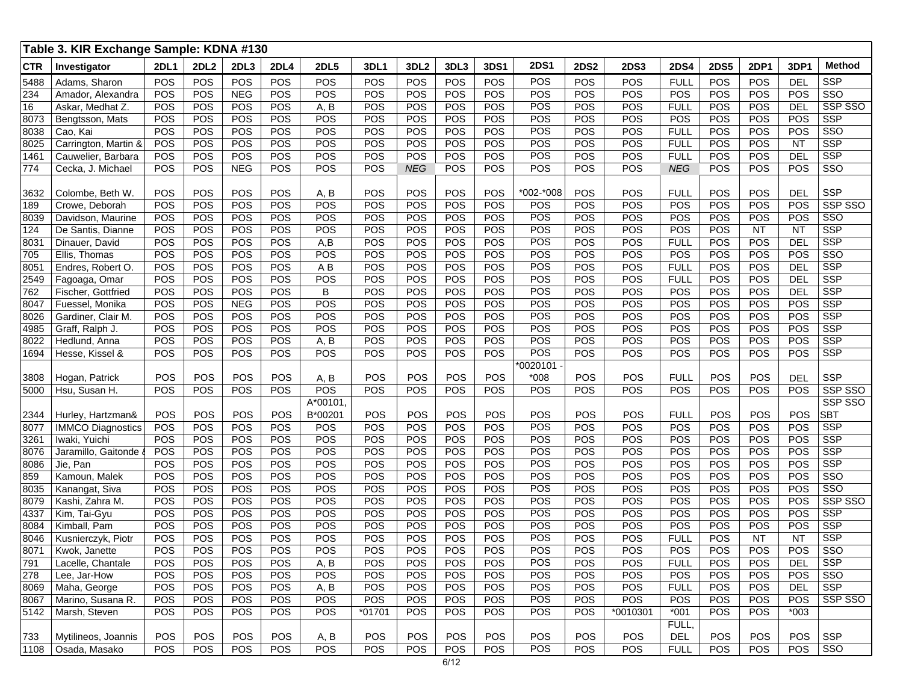| Table 3. KIR Exchange Sample: KDNA #130 | | | | | | | | | | | | | | | | | | |
|---|---|---|---|---|---|---|---|---|---|---|---|---|---|---|---|---|---|---|
| **CTR** | **Investigator** | **2DL1** | **2DL2** | **2DL3** | **2DL4** | **2DL5** | **3DL1** | **3DL2** | **3DL3** | **3DS1** | **2DS1** | **2DS2** | **2DS3** | **2DS4** | **2DS5** | **2DP1** | **3DP1** | **Method** |
| 5488 | Adams, Sharon | POS | POS | POS | POS | POS | POS | POS | POS | POS | POS | POS | POS | FULL | POS | POS | DEL | SSP |
| 234 | Amador, Alexandra | POS | POS | NEG | POS | POS | POS | POS | POS | POS | POS | POS | POS | POS | POS | POS | POS | SSO |
| 16 | Askar, Medhat Z. | POS | POS | POS | POS | A, B | POS | POS | POS | POS | POS | POS | POS | FULL | POS | POS | DEL | SSP SSO |
| 8073 | Bengtsson, Mats | POS | POS | POS | POS | POS | POS | POS | POS | POS | POS | POS | POS | POS | POS | POS | POS | SSP |
| 8038 | Cao, Kai | POS | POS | POS | POS | POS | POS | POS | POS | POS | POS | POS | POS | FULL | POS | POS | POS | SSO |
| 8025 | Carrington, Martin & | POS | POS | POS | POS | POS | POS | POS | POS | POS | POS | POS | POS | FULL | POS | POS | NT | SSP |
| 1461 | Cauwelier, Barbara | POS | POS | POS | POS | POS | POS | POS | POS | POS | POS | POS | POS | FULL | POS | POS | DEL | SSP |
| 774 | Cecka, J. Michael | POS | POS | NEG | POS | POS | POS | *NEG* | POS | POS | POS | POS | POS | *NEG* | POS | POS | POS | SSO |
| 3632 | Colombe, Beth W. | POS | POS | POS | POS | A, B | POS | POS | POS | POS | *002-*008 | POS | POS | FULL | POS | POS | DEL | SSP |
| 189 | Crowe, Deborah | POS | POS | POS | POS | POS | POS | POS | POS | POS | POS | POS | POS | POS | POS | POS | POS | SSP SSO |
| 8039 | Davidson, Maurine | POS | POS | POS | POS | POS | POS | POS | POS | POS | POS | POS | POS | POS | POS | POS | POS | SSO |
| 124 | De Santis, Dianne | POS | POS | POS | POS | POS | POS | POS | POS | POS | POS | POS | POS | POS | POS | NT | NT | SSP |
| 8031 | Dinauer, David | POS | POS | POS | POS | A,B | POS | POS | POS | POS | POS | POS | POS | FULL | POS | POS | DEL | SSP |
| 705 | Ellis, Thomas | POS | POS | POS | POS | POS | POS | POS | POS | POS | POS | POS | POS | POS | POS | POS | POS | SSO |
| 8051 | Endres, Robert O. | POS | POS | POS | POS | A B | POS | POS | POS | POS | POS | POS | POS | FULL | POS | POS | DEL | SSP |
| 2549 | Fagoaga, Omar | POS | POS | POS | POS | POS | POS | POS | POS | POS | POS | POS | POS | FULL | POS | POS | DEL | SSP |
| 762 | Fischer, Gottfried | POS | POS | POS | POS | B | POS | POS | POS | POS | POS | POS | POS | POS | POS | POS | DEL | SSP |
| 8047 | Fuessel, Monika | POS | POS | NEG | POS | POS | POS | POS | POS | POS | POS | POS | POS | POS | POS | POS | POS | SSP |
| 8026 | Gardiner, Clair M. | POS | POS | POS | POS | POS | POS | POS | POS | POS | POS | POS | POS | POS | POS | POS | POS | SSP |
| 4985 | Graff, Ralph J. | POS | POS | POS | POS | POS | POS | POS | POS | POS | POS | POS | POS | POS | POS | POS | POS | SSP |
| 8022 | Hedlund, Anna | POS | POS | POS | POS | A, B | POS | POS | POS | POS | POS | POS | POS | POS | POS | POS | POS | SSP |
| 1694 | Hesse, Kissel & | POS | POS | POS | POS | POS | POS | POS | POS | POS | POS | POS | POS | POS | POS | POS | POS | SSP |
| 3808 | Hogan, Patrick | POS | POS | POS | POS | A, B | POS | POS | POS | POS | *0020101 - *008 | POS | POS | FULL | POS | POS | DEL | SSP |
| 5000 | Hsu, Susan H. | POS | POS | POS | POS | POS | POS | POS | POS | POS | POS | POS | POS | POS | POS | POS | POS | SSP SSO |
| 2344 | Hurley, Hartzman& | POS | POS | POS | POS | A*00101, B*00201 | POS | POS | POS | POS | POS | POS | POS | FULL | POS | POS | POS | SSP SSO SBT |
| 8077 | IMMCO Diagnostics | POS | POS | POS | POS | POS | POS | POS | POS | POS | POS | POS | POS | POS | POS | POS | POS | SSP |
| 3261 | Iwaki, Yuichi | POS | POS | POS | POS | POS | POS | POS | POS | POS | POS | POS | POS | POS | POS | POS | POS | SSP |
| 8076 | Jaramillo, Gaitonde & | POS | POS | POS | POS | POS | POS | POS | POS | POS | POS | POS | POS | POS | POS | POS | POS | SSP |
| 8086 | Jie, Pan | POS | POS | POS | POS | POS | POS | POS | POS | POS | POS | POS | POS | POS | POS | POS | POS | SSP |
| 859 | Kamoun, Malek | POS | POS | POS | POS | POS | POS | POS | POS | POS | POS | POS | POS | POS | POS | POS | POS | SSO |
| 8035 | Kanangat, Siva | POS | POS | POS | POS | POS | POS | POS | POS | POS | POS | POS | POS | POS | POS | POS | POS | SSO |
| 8079 | Kashi, Zahra M. | POS | POS | POS | POS | POS | POS | POS | POS | POS | POS | POS | POS | POS | POS | POS | POS | SSP SSO |
| 4337 | Kim, Tai-Gyu | POS | POS | POS | POS | POS | POS | POS | POS | POS | POS | POS | POS | POS | POS | POS | POS | SSP |
| 8084 | Kimball, Pam | POS | POS | POS | POS | POS | POS | POS | POS | POS | POS | POS | POS | POS | POS | POS | POS | SSP |
| 8046 | Kusnierczyk, Piotr | POS | POS | POS | POS | POS | POS | POS | POS | POS | POS | POS | POS | FULL | POS | NT | NT | SSP |
| 8071 | Kwok, Janette | POS | POS | POS | POS | POS | POS | POS | POS | POS | POS | POS | POS | POS | POS | POS | POS | SSO |
| 791 | Lacelle, Chantale | POS | POS | POS | POS | A, B | POS | POS | POS | POS | POS | POS | POS | FULL | POS | POS | DEL | SSP |
| 278 | Lee, Jar-How | POS | POS | POS | POS | POS | POS | POS | POS | POS | POS | POS | POS | POS | POS | POS | POS | SSO |
| 8069 | Maha, George | POS | POS | POS | POS | A, B | POS | POS | POS | POS | POS | POS | POS | FULL | POS | POS | DEL | SSP |
| 8067 | Marino, Susana R. | POS | POS | POS | POS | POS | POS | POS | POS | POS | POS | POS | POS | POS | POS | POS | POS | SSP SSO |
| 5142 | Marsh, Steven | POS | POS | POS | POS | POS | *01701 | POS | POS | POS | POS | POS | *0010301 | *001 | POS | POS | *003 | |
| 733 | Mytilineos, Joannis | POS | POS | POS | POS | A, B | POS | POS | POS | POS | POS | POS | POS | FULL, DEL | POS | POS | POS | SSP |
| 1108 | Osada, Masako | POS | POS | POS | POS | POS | POS | POS | POS | POS | POS | POS | POS | FULL | POS | POS | POS | SSO |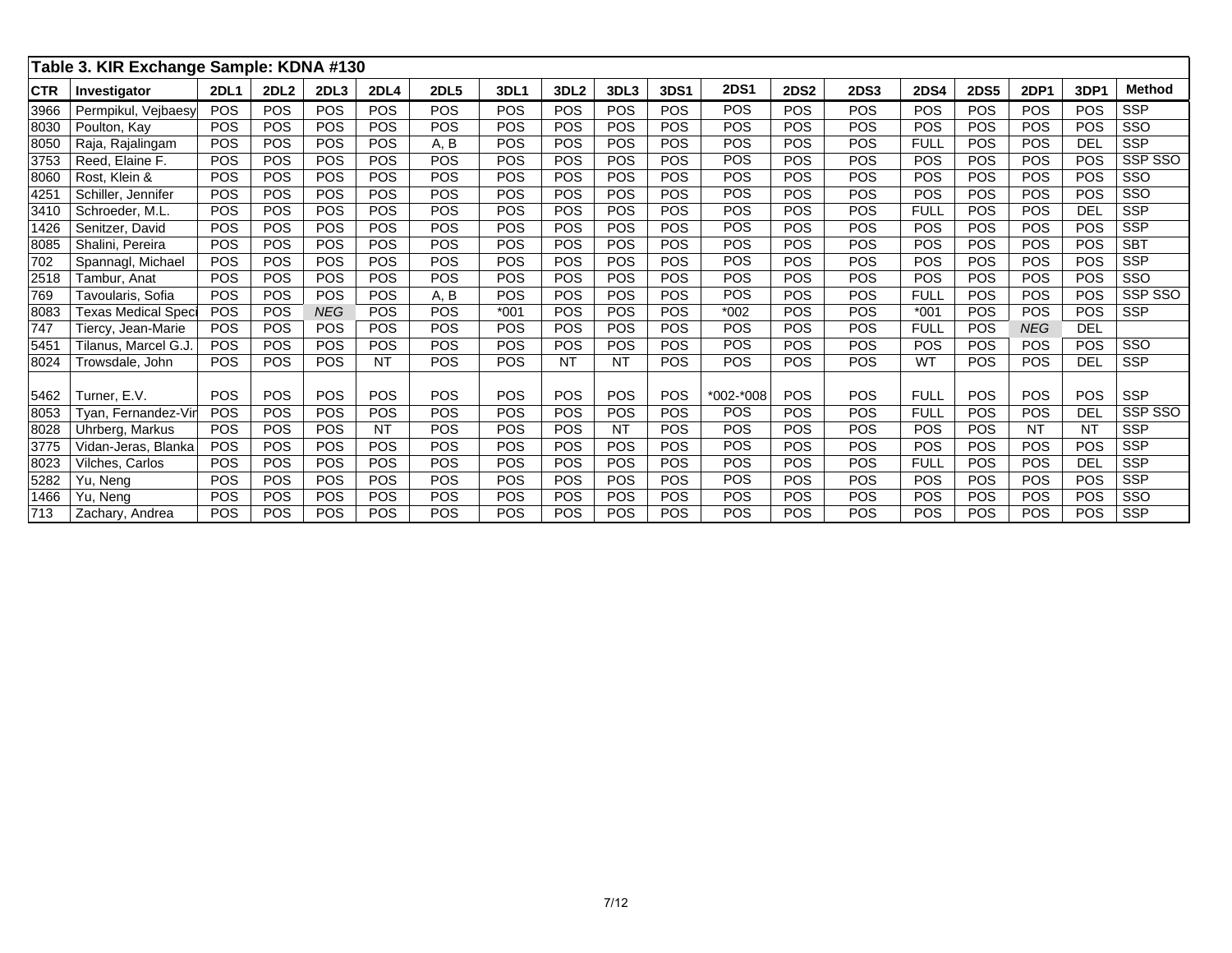## Table 3. KIR Exchange Sample: KDNA #130

| CTR | Investigator | 2DL1 | 2DL2 | 2DL3 | 2DL4 | 2DL5 | 3DL1 | 3DL2 | 3DL3 | 3DS1 | 2DS1 | 2DS2 | 2DS3 | 2DS4 | 2DS5 | 2DP1 | 3DP1 | Method |
|---|---|---|---|---|---|---|---|---|---|---|---|---|---|---|---|---|---|---|
| 3966 | Permpikul, Vejbaesy | POS | POS | POS | POS | POS | POS | POS | POS | POS | POS | POS | POS | POS | POS | POS | POS | SSP |
| 8030 | Poulton, Kay | POS | POS | POS | POS | POS | POS | POS | POS | POS | POS | POS | POS | POS | POS | POS | POS | SSO |
| 8050 | Raja, Rajalingam | POS | POS | POS | POS | A, B | POS | POS | POS | POS | POS | POS | POS | FULL | POS | POS | DEL | SSP |
| 3753 | Reed, Elaine F. | POS | POS | POS | POS | POS | POS | POS | POS | POS | POS | POS | POS | POS | POS | POS | POS | SSP SSO |
| 8060 | Rost, Klein & | POS | POS | POS | POS | POS | POS | POS | POS | POS | POS | POS | POS | POS | POS | POS | POS | SSO |
| 4251 | Schiller, Jennifer | POS | POS | POS | POS | POS | POS | POS | POS | POS | POS | POS | POS | POS | POS | POS | POS | SSO |
| 3410 | Schroeder, M.L. | POS | POS | POS | POS | POS | POS | POS | POS | POS | POS | POS | POS | FULL | POS | POS | DEL | SSP |
| 1426 | Senitzer, David | POS | POS | POS | POS | POS | POS | POS | POS | POS | POS | POS | POS | POS | POS | POS | POS | SSP |
| 8085 | Shalini, Pereira | POS | POS | POS | POS | POS | POS | POS | POS | POS | POS | POS | POS | POS | POS | POS | POS | SBT |
| 702 | Spannagl, Michael | POS | POS | POS | POS | POS | POS | POS | POS | POS | POS | POS | POS | POS | POS | POS | POS | SSP |
| 2518 | Tambur, Anat | POS | POS | POS | POS | POS | POS | POS | POS | POS | POS | POS | POS | POS | POS | POS | POS | SSO |
| 769 | Tavoularis, Sofia | POS | POS | POS | POS | A, B | POS | POS | POS | POS | POS | POS | POS | FULL | POS | POS | POS | SSP SSO |
| 8083 | Texas Medical Speci | POS | POS | *NEG* | POS | POS | *001 | POS | POS | POS | *002 | POS | POS | *001 | POS | POS | POS | SSP |
| 747 | Tiercy, Jean-Marie | POS | POS | POS | POS | POS | POS | POS | POS | POS | POS | POS | POS | FULL | POS | *NEG* | DEL | |
| 5451 | Tilanus, Marcel G.J. | POS | POS | POS | POS | POS | POS | POS | POS | POS | POS | POS | POS | POS | POS | POS | POS | SSO |
| 8024 | Trowsdale, John | POS | POS | POS | NT | POS | POS | NT | NT | POS | POS | POS | POS | WT | POS | POS | DEL | SSP |
| 5462 | Turner, E.V. | POS | POS | POS | POS | POS | POS | POS | POS | POS | *002-*008 | POS | POS | FULL | POS | POS | POS | SSP |
| 8053 | Tyan, Fernandez-Vir | POS | POS | POS | POS | POS | POS | POS | POS | POS | POS | POS | POS | FULL | POS | POS | DEL | SSP SSO |
| 8028 | Uhrberg, Markus | POS | POS | POS | NT | POS | POS | POS | NT | POS | POS | POS | POS | POS | POS | NT | NT | SSP |
| 3775 | Vidan-Jeras, Blanka | POS | POS | POS | POS | POS | POS | POS | POS | POS | POS | POS | POS | POS | POS | POS | POS | SSP |
| 8023 | Vilches, Carlos | POS | POS | POS | POS | POS | POS | POS | POS | POS | POS | POS | POS | FULL | POS | POS | DEL | SSP |
| 5282 | Yu, Neng | POS | POS | POS | POS | POS | POS | POS | POS | POS | POS | POS | POS | POS | POS | POS | POS | SSP |
| 1466 | Yu, Neng | POS | POS | POS | POS | POS | POS | POS | POS | POS | POS | POS | POS | POS | POS | POS | POS | SSO |
| 713 | Zachary, Andrea | POS | POS | POS | POS | POS | POS | POS | POS | POS | POS | POS | POS | POS | POS | POS | POS | SSP |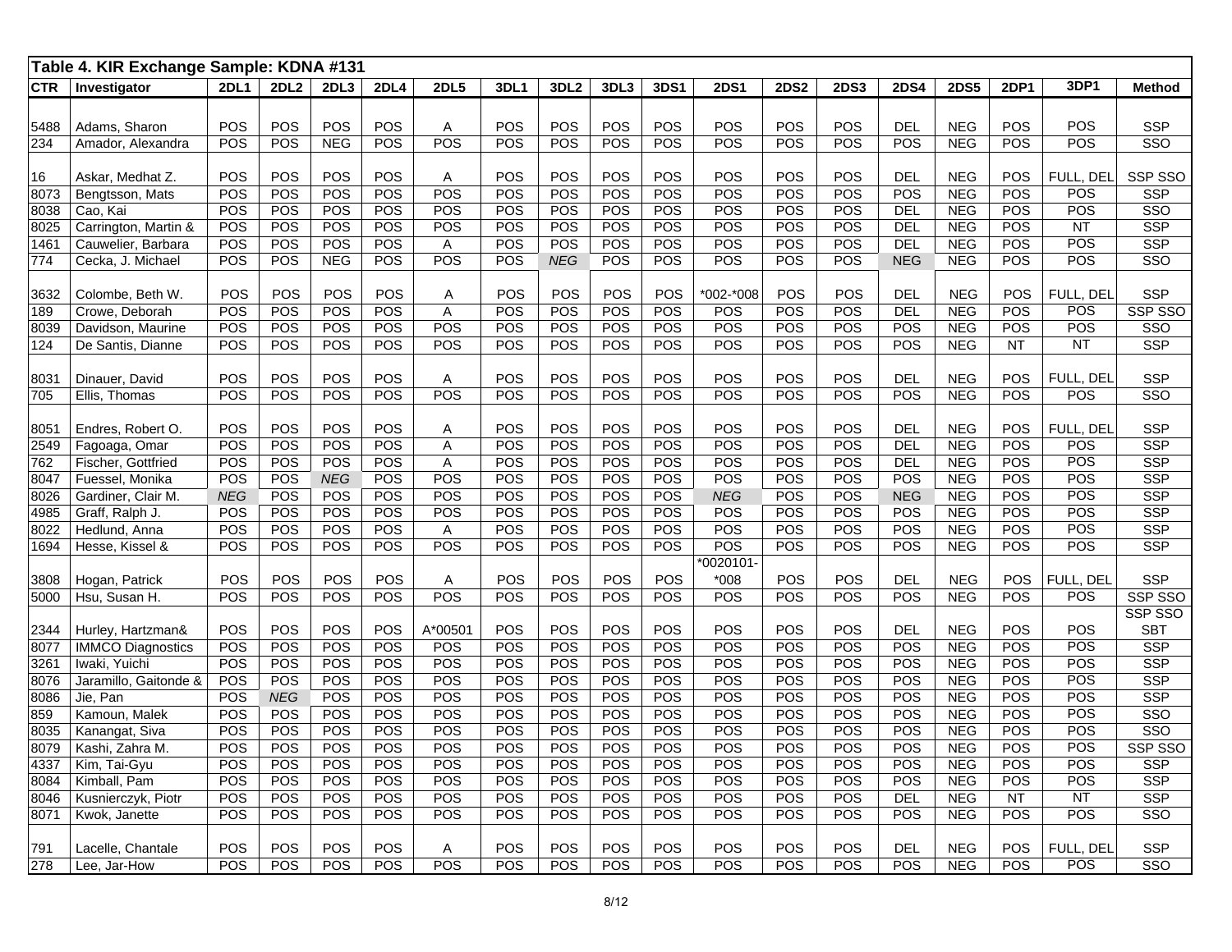## Table 4. KIR Exchange Sample: KDNA #131

| CTR | Investigator | 2DL1 | 2DL2 | 2DL3 | 2DL4 | 2DL5 | 3DL1 | 3DL2 | 3DL3 | 3DS1 | 2DS1 | 2DS2 | 2DS3 | 2DS4 | 2DS5 | 2DP1 | 3DP1 | Method |
|---|---|---|---|---|---|---|---|---|---|---|---|---|---|---|---|---|---|---|
| 5488 | Adams, Sharon | POS | POS | POS | POS | A | POS | POS | POS | POS | POS | POS | POS | DEL | NEG | POS | POS | SSP |
| 234 | Amador, Alexandra | POS | POS | NEG | POS | POS | POS | POS | POS | POS | POS | POS | POS | POS | NEG | POS | POS | SSO |
| 16 | Askar, Medhat Z. | POS | POS | POS | POS | A | POS | POS | POS | POS | POS | POS | POS | DEL | NEG | POS | FULL, DEL | SSP SSO |
| 8073 | Bengtsson, Mats | POS | POS | POS | POS | POS | POS | POS | POS | POS | POS | POS | POS | POS | NEG | POS | POS | SSP |
| 8038 | Cao, Kai | POS | POS | POS | POS | POS | POS | POS | POS | POS | POS | POS | POS | DEL | NEG | POS | POS | SSO |
| 8025 | Carrington, Martin & | POS | POS | POS | POS | POS | POS | POS | POS | POS | POS | POS | POS | DEL | NEG | POS | NT | SSP |
| 1461 | Cauwelier, Barbara | POS | POS | POS | POS | A | POS | POS | POS | POS | POS | POS | POS | DEL | NEG | POS | POS | SSP |
| 774 | Cecka, J. Michael | POS | POS | NEG | POS | POS | POS | *NEG* | POS | POS | POS | POS | POS | NEG | NEG | POS | POS | SSO |
| 3632 | Colombe, Beth W. | POS | POS | POS | POS | A | POS | POS | POS | POS | *002-*008 | POS | POS | DEL | NEG | POS | FULL, DEL | SSP |
| 189 | Crowe, Deborah | POS | POS | POS | POS | A | POS | POS | POS | POS | POS | POS | POS | DEL | NEG | POS | POS | SSP SSO |
| 8039 | Davidson, Maurine | POS | POS | POS | POS | POS | POS | POS | POS | POS | POS | POS | POS | POS | NEG | POS | POS | SSO |
| 124 | De Santis, Dianne | POS | POS | POS | POS | POS | POS | POS | POS | POS | POS | POS | POS | POS | NEG | NT | NT | SSP |
| 8031 | Dinauer, David | POS | POS | POS | POS | A | POS | POS | POS | POS | POS | POS | POS | DEL | NEG | POS | FULL, DEL | SSP |
| 705 | Ellis, Thomas | POS | POS | POS | POS | POS | POS | POS | POS | POS | POS | POS | POS | POS | NEG | POS | POS | SSO |
| 8051 | Endres, Robert O. | POS | POS | POS | POS | A | POS | POS | POS | POS | POS | POS | POS | DEL | NEG | POS | FULL, DEL | SSP |
| 2549 | Fagoaga, Omar | POS | POS | POS | POS | A | POS | POS | POS | POS | POS | POS | POS | DEL | NEG | POS | POS | SSP |
| 762 | Fischer, Gottfried | POS | POS | POS | POS | A | POS | POS | POS | POS | POS | POS | POS | DEL | NEG | POS | POS | SSP |
| 8047 | Fuessel, Monika | POS | POS | *NEG* | POS | POS | POS | POS | POS | POS | POS | POS | POS | POS | NEG | POS | POS | SSP |
| 8026 | Gardiner, Clair M. | *NEG* | POS | POS | POS | POS | POS | POS | POS | POS | *NEG* | POS | POS | NEG | NEG | POS | POS | SSP |
| 4985 | Graff, Ralph J. | POS | POS | POS | POS | POS | POS | POS | POS | POS | POS | POS | POS | POS | NEG | POS | POS | SSP |
| 8022 | Hedlund, Anna | POS | POS | POS | POS | A | POS | POS | POS | POS | POS | POS | POS | POS | NEG | POS | POS | SSP |
| 1694 | Hesse, Kissel & | POS | POS | POS | POS | POS | POS | POS | POS | POS | POS | POS | POS | POS | NEG | POS | POS | SSP |
| 3808 | Hogan, Patrick | POS | POS | POS | POS | A | POS | POS | POS | POS | *0020101-*008 | POS | POS | DEL | NEG | POS | FULL, DEL | SSP |
| 5000 | Hsu, Susan H. | POS | POS | POS | POS | POS | POS | POS | POS | POS | POS | POS | POS | POS | NEG | POS | POS | SSP SSO |
| 2344 | Hurley, Hartzman& | POS | POS | POS | POS | A*00501 | POS | POS | POS | POS | POS | POS | POS | DEL | NEG | POS | POS | SSP SSO SBT |
| 8077 | IMMCO Diagnostics | POS | POS | POS | POS | POS | POS | POS | POS | POS | POS | POS | POS | POS | NEG | POS | POS | SSP |
| 3261 | Iwaki, Yuichi | POS | POS | POS | POS | POS | POS | POS | POS | POS | POS | POS | POS | POS | NEG | POS | POS | SSP |
| 8076 | Jaramillo, Gaitonde & | POS | POS | POS | POS | POS | POS | POS | POS | POS | POS | POS | POS | POS | NEG | POS | POS | SSP |
| 8086 | Jie, Pan | POS | *NEG* | POS | POS | POS | POS | POS | POS | POS | POS | POS | POS | POS | NEG | POS | POS | SSP |
| 859 | Kamoun, Malek | POS | POS | POS | POS | POS | POS | POS | POS | POS | POS | POS | POS | POS | NEG | POS | POS | SSO |
| 8035 | Kanangat, Siva | POS | POS | POS | POS | POS | POS | POS | POS | POS | POS | POS | POS | POS | NEG | POS | POS | SSO |
| 8079 | Kashi, Zahra M. | POS | POS | POS | POS | POS | POS | POS | POS | POS | POS | POS | POS | POS | NEG | POS | POS | SSP SSO |
| 4337 | Kim, Tai-Gyu | POS | POS | POS | POS | POS | POS | POS | POS | POS | POS | POS | POS | POS | NEG | POS | POS | SSP |
| 8084 | Kimball, Pam | POS | POS | POS | POS | POS | POS | POS | POS | POS | POS | POS | POS | POS | NEG | POS | POS | SSP |
| 8046 | Kusnierczyk, Piotr | POS | POS | POS | POS | POS | POS | POS | POS | POS | POS | POS | POS | DEL | NEG | NT | NT | SSP |
| 8071 | Kwok, Janette | POS | POS | POS | POS | POS | POS | POS | POS | POS | POS | POS | POS | POS | NEG | POS | POS | SSO |
| 791 | Lacelle, Chantale | POS | POS | POS | POS | A | POS | POS | POS | POS | POS | POS | POS | DEL | NEG | POS | FULL, DEL | SSP |
| 278 | Lee, Jar-How | POS | POS | POS | POS | POS | POS | POS | POS | POS | POS | POS | POS | POS | NEG | POS | POS | SSO |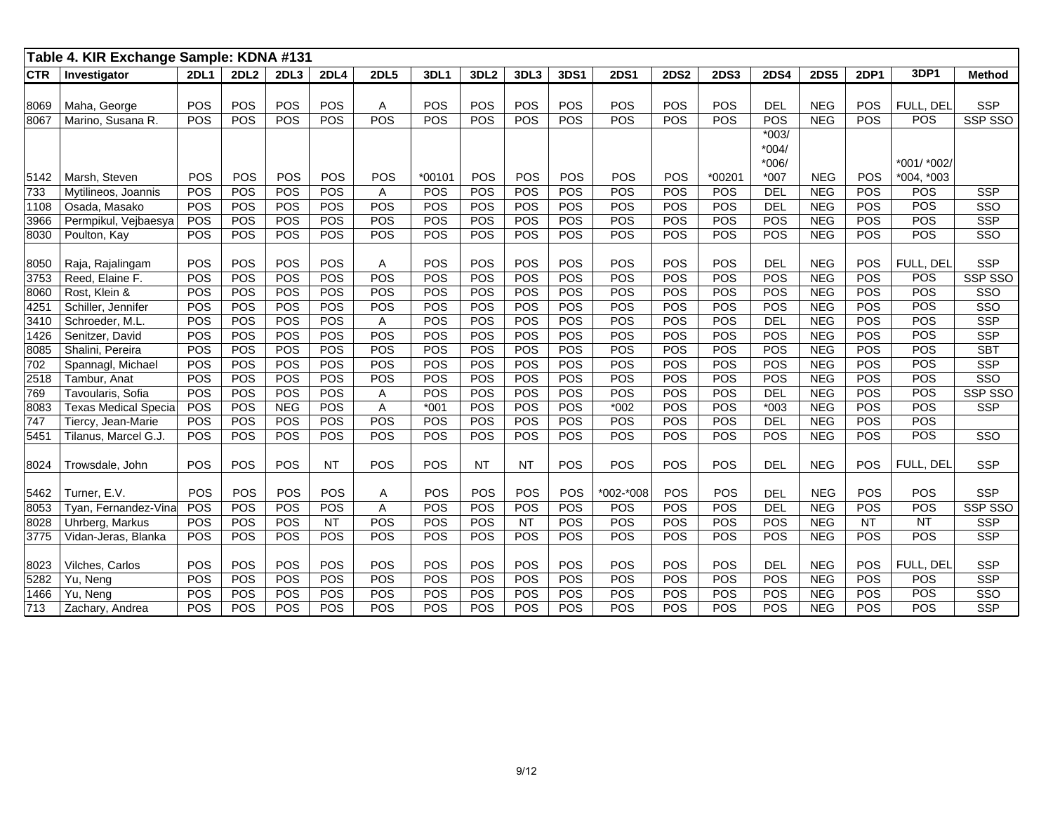**Table 4. KIR Exchange Sample: KDNA #131**

| CTR | Investigator | 2DL1 | 2DL2 | 2DL3 | 2DL4 | 2DL5 | 3DL1 | 3DL2 | 3DL3 | 3DS1 | 2DS1 | 2DS2 | 2DS3 | 2DS4 | 2DS5 | 2DP1 | 3DP1 | Method |
|---|---|---|---|---|---|---|---|---|---|---|---|---|---|---|---|---|---|---|
| 8069 | Maha, George | POS | POS | POS | POS | A | POS | POS | POS | POS | POS | POS | POS | DEL | NEG | POS | FULL, DEL | SSP |
| 8067 | Marino, Susana R. | POS | POS | POS | POS | POS | POS | POS | POS | POS | POS | POS | POS | POS | NEG | POS | POS | SSP SSO |
| 5142 | Marsh, Steven | POS | POS | POS | POS | POS | *00101 | POS | POS | POS | POS | POS | *00201 | *003/ *004/ *006/ *007 | NEG | POS | *001/ *002/ *004, *003 | |
| 733 | Mytilineos, Joannis | POS | POS | POS | POS | A | POS | POS | POS | POS | POS | POS | POS | DEL | NEG | POS | POS | SSP |
| 1108 | Osada, Masako | POS | POS | POS | POS | POS | POS | POS | POS | POS | POS | POS | POS | DEL | NEG | POS | POS | SSO |
| 3966 | Permpikul, Vejbaesya | POS | POS | POS | POS | POS | POS | POS | POS | POS | POS | POS | POS | POS | NEG | POS | POS | SSP |
| 8030 | Poulton, Kay | POS | POS | POS | POS | POS | POS | POS | POS | POS | POS | POS | POS | POS | NEG | POS | POS | SSO |
| 8050 | Raja, Rajalingam | POS | POS | POS | POS | A | POS | POS | POS | POS | POS | POS | POS | DEL | NEG | POS | FULL, DEL | SSP |
| 3753 | Reed, Elaine F. | POS | POS | POS | POS | POS | POS | POS | POS | POS | POS | POS | POS | POS | NEG | POS | POS | SSP SSO |
| 8060 | Rost, Klein & | POS | POS | POS | POS | POS | POS | POS | POS | POS | POS | POS | POS | POS | NEG | POS | POS | SSO |
| 4251 | Schiller, Jennifer | POS | POS | POS | POS | POS | POS | POS | POS | POS | POS | POS | POS | POS | NEG | POS | POS | SSO |
| 3410 | Schroeder, M.L. | POS | POS | POS | POS | A | POS | POS | POS | POS | POS | POS | POS | DEL | NEG | POS | POS | SSP |
| 1426 | Senitzer, David | POS | POS | POS | POS | POS | POS | POS | POS | POS | POS | POS | POS | POS | NEG | POS | POS | SSP |
| 8085 | Shalini, Pereira | POS | POS | POS | POS | POS | POS | POS | POS | POS | POS | POS | POS | POS | NEG | POS | POS | SBT |
| 702 | Spannagl, Michael | POS | POS | POS | POS | POS | POS | POS | POS | POS | POS | POS | POS | POS | NEG | POS | POS | SSP |
| 2518 | Tambur, Anat | POS | POS | POS | POS | POS | POS | POS | POS | POS | POS | POS | POS | POS | NEG | POS | POS | SSO |
| 769 | Tavoularis, Sofia | POS | POS | POS | POS | A | POS | POS | POS | POS | POS | POS | POS | DEL | NEG | POS | POS | SSP SSO |
| 8083 | Texas Medical Specia | POS | POS | NEG | POS | A | *001 | POS | POS | POS | *002 | POS | POS | *003 | NEG | POS | POS | SSP |
| 747 | Tiercy, Jean-Marie | POS | POS | POS | POS | POS | POS | POS | POS | POS | POS | POS | POS | DEL | NEG | POS | POS | |
| 5451 | Tilanus, Marcel G.J. | POS | POS | POS | POS | POS | POS | POS | POS | POS | POS | POS | POS | POS | NEG | POS | POS | SSO |
| 8024 | Trowsdale, John | POS | POS | POS | NT | POS | POS | NT | NT | POS | POS | POS | POS | DEL | NEG | POS | FULL, DEL | SSP |
| 5462 | Turner, E.V. | POS | POS | POS | POS | A | POS | POS | POS | POS | *002-*008 | POS | POS | DEL | NEG | POS | POS | SSP |
| 8053 | Tyan, Fernandez-Vina | POS | POS | POS | POS | A | POS | POS | POS | POS | POS | POS | POS | DEL | NEG | POS | POS | SSP SSO |
| 8028 | Uhrberg, Markus | POS | POS | POS | NT | POS | POS | POS | NT | POS | POS | POS | POS | POS | NEG | NT | NT | SSP |
| 3775 | Vidan-Jeras, Blanka | POS | POS | POS | POS | POS | POS | POS | POS | POS | POS | POS | POS | POS | NEG | POS | POS | SSP |
| 8023 | Vilches, Carlos | POS | POS | POS | POS | POS | POS | POS | POS | POS | POS | POS | POS | DEL | NEG | POS | FULL, DEL | SSP |
| 5282 | Yu, Neng | POS | POS | POS | POS | POS | POS | POS | POS | POS | POS | POS | POS | POS | NEG | POS | POS | SSP |
| 1466 | Yu, Neng | POS | POS | POS | POS | POS | POS | POS | POS | POS | POS | POS | POS | POS | NEG | POS | POS | SSO |
| 713 | Zachary, Andrea | POS | POS | POS | POS | POS | POS | POS | POS | POS | POS | POS | POS | POS | NEG | POS | POS | SSP |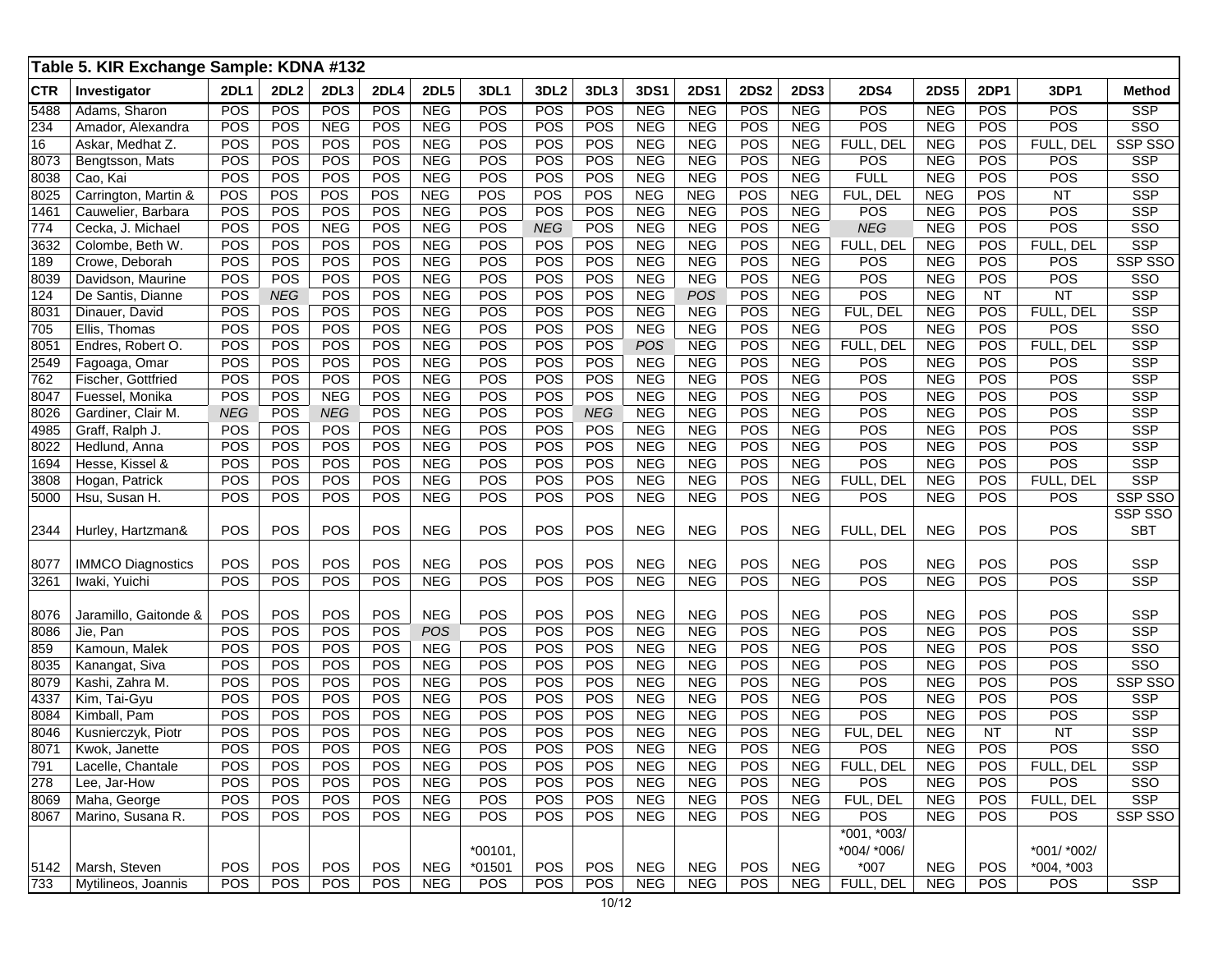## Table 5. KIR Exchange Sample: KDNA #132

| CTR | Investigator | 2DL1 | 2DL2 | 2DL3 | 2DL4 | 2DL5 | 3DL1 | 3DL2 | 3DL3 | 3DS1 | 2DS1 | 2DS2 | 2DS3 | 2DS4 | 2DS5 | 2DP1 | 3DP1 | Method |
|---|---|---|---|---|---|---|---|---|---|---|---|---|---|---|---|---|---|---|
| 5488 | Adams, Sharon | POS | POS | POS | POS | NEG | POS | POS | POS | NEG | NEG | POS | NEG | POS | NEG | POS | POS | SSP |
| 234 | Amador, Alexandra | POS | POS | NEG | POS | NEG | POS | POS | POS | NEG | NEG | POS | NEG | POS | NEG | POS | POS | SSO |
| 16 | Askar, Medhat Z. | POS | POS | POS | POS | NEG | POS | POS | POS | NEG | NEG | POS | NEG | FULL, DEL | NEG | POS | FULL, DEL | SSP SSO |
| 8073 | Bengtsson, Mats | POS | POS | POS | POS | NEG | POS | POS | POS | NEG | NEG | POS | NEG | POS | NEG | POS | POS | SSP |
| 8038 | Cao, Kai | POS | POS | POS | POS | NEG | POS | POS | POS | NEG | NEG | POS | NEG | FULL | NEG | POS | POS | SSO |
| 8025 | Carrington, Martin & | POS | POS | POS | POS | NEG | POS | POS | POS | NEG | NEG | POS | NEG | FUL, DEL | NEG | POS | NT | SSP |
| 1461 | Cauwelier, Barbara | POS | POS | POS | POS | NEG | POS | POS | POS | NEG | NEG | POS | NEG | POS | NEG | POS | POS | SSP |
| 774 | Cecka, J. Michael | POS | POS | NEG | POS | NEG | POS | *NEG* | POS | NEG | NEG | POS | NEG | *NEG* | NEG | POS | POS | SSO |
| 3632 | Colombe, Beth W. | POS | POS | POS | POS | NEG | POS | POS | POS | NEG | NEG | POS | NEG | FULL, DEL | NEG | POS | FULL, DEL | SSP |
| 189 | Crowe, Deborah | POS | POS | POS | POS | NEG | POS | POS | POS | NEG | NEG | POS | NEG | POS | NEG | POS | POS | SSP SSO |
| 8039 | Davidson, Maurine | POS | POS | POS | POS | NEG | POS | POS | POS | NEG | NEG | POS | NEG | POS | NEG | POS | POS | SSO |
| 124 | De Santis, Dianne | POS | *NEG* | POS | POS | NEG | POS | POS | POS | NEG | *POS* | POS | NEG | POS | NEG | NT | NT | SSP |
| 8031 | Dinauer, David | POS | POS | POS | POS | NEG | POS | POS | POS | NEG | NEG | POS | NEG | FUL, DEL | NEG | POS | FULL, DEL | SSP |
| 705 | Ellis, Thomas | POS | POS | POS | POS | NEG | POS | POS | POS | NEG | NEG | POS | NEG | POS | NEG | POS | POS | SSO |
| 8051 | Endres, Robert O. | POS | POS | POS | POS | NEG | POS | POS | POS | *POS* | NEG | POS | NEG | FULL, DEL | NEG | POS | FULL, DEL | SSP |
| 2549 | Fagoaga, Omar | POS | POS | POS | POS | NEG | POS | POS | POS | NEG | NEG | POS | NEG | POS | NEG | POS | POS | SSP |
| 762 | Fischer, Gottfried | POS | POS | POS | POS | NEG | POS | POS | POS | NEG | NEG | POS | NEG | POS | NEG | POS | POS | SSP |
| 8047 | Fuessel, Monika | POS | POS | NEG | POS | NEG | POS | POS | POS | NEG | NEG | POS | NEG | POS | NEG | POS | POS | SSP |
| 8026 | Gardiner, Clair M. | *NEG* | POS | *NEG* | POS | NEG | POS | POS | *NEG* | NEG | NEG | POS | NEG | POS | NEG | POS | POS | SSP |
| 4985 | Graff, Ralph J. | POS | POS | POS | POS | NEG | POS | POS | POS | NEG | NEG | POS | NEG | POS | NEG | POS | POS | SSP |
| 8022 | Hedlund, Anna | POS | POS | POS | POS | NEG | POS | POS | POS | NEG | NEG | POS | NEG | POS | NEG | POS | POS | SSP |
| 1694 | Hesse, Kissel & | POS | POS | POS | POS | NEG | POS | POS | POS | NEG | NEG | POS | NEG | POS | NEG | POS | POS | SSP |
| 3808 | Hogan, Patrick | POS | POS | POS | POS | NEG | POS | POS | POS | NEG | NEG | POS | NEG | FULL, DEL | NEG | POS | FULL, DEL | SSP |
| 5000 | Hsu, Susan H. | POS | POS | POS | POS | NEG | POS | POS | POS | NEG | NEG | POS | NEG | POS | NEG | POS | POS | SSP SSO |
| 2344 | Hurley, Hartzman& | POS | POS | POS | POS | NEG | POS | POS | POS | NEG | NEG | POS | NEG | FULL, DEL | NEG | POS | POS | SSP SSO SBT |
| 8077 | IMMCO Diagnostics | POS | POS | POS | POS | NEG | POS | POS | POS | NEG | NEG | POS | NEG | POS | NEG | POS | POS | SSP |
| 3261 | Iwaki, Yuichi | POS | POS | POS | POS | NEG | POS | POS | POS | NEG | NEG | POS | NEG | POS | NEG | POS | POS | SSP |
| 8076 | Jaramillo, Gaitonde & | POS | POS | POS | POS | NEG | POS | POS | POS | NEG | NEG | POS | NEG | POS | NEG | POS | POS | SSP |
| 8086 | Jie, Pan | POS | POS | POS | POS | *POS* | POS | POS | POS | NEG | NEG | POS | NEG | POS | NEG | POS | POS | SSP |
| 859 | Kamoun, Malek | POS | POS | POS | POS | NEG | POS | POS | POS | NEG | NEG | POS | NEG | POS | NEG | POS | POS | SSO |
| 8035 | Kanangat, Siva | POS | POS | POS | POS | NEG | POS | POS | POS | NEG | NEG | POS | NEG | POS | NEG | POS | POS | SSO |
| 8079 | Kashi, Zahra M. | POS | POS | POS | POS | NEG | POS | POS | POS | NEG | NEG | POS | NEG | POS | NEG | POS | POS | SSP SSO |
| 4337 | Kim, Tai-Gyu | POS | POS | POS | POS | NEG | POS | POS | POS | NEG | NEG | POS | NEG | POS | NEG | POS | POS | SSP |
| 8084 | Kimball, Pam | POS | POS | POS | POS | NEG | POS | POS | POS | NEG | NEG | POS | NEG | POS | NEG | POS | POS | SSP |
| 8046 | Kusnierczyk, Piotr | POS | POS | POS | POS | NEG | POS | POS | POS | NEG | NEG | POS | NEG | FUL, DEL | NEG | NT | NT | SSP |
| 8071 | Kwok, Janette | POS | POS | POS | POS | NEG | POS | POS | POS | NEG | NEG | POS | NEG | POS | NEG | POS | POS | SSO |
| 791 | Lacelle, Chantale | POS | POS | POS | POS | NEG | POS | POS | POS | NEG | NEG | POS | NEG | FULL, DEL | NEG | POS | FULL, DEL | SSP |
| 278 | Lee, Jar-How | POS | POS | POS | POS | NEG | POS | POS | POS | NEG | NEG | POS | NEG | POS | NEG | POS | POS | SSO |
| 8069 | Maha, George | POS | POS | POS | POS | NEG | POS | POS | POS | NEG | NEG | POS | NEG | FUL, DEL | NEG | POS | FULL, DEL | SSP |
| 8067 | Marino, Susana R. | POS | POS | POS | POS | NEG | POS | POS | POS | NEG | NEG | POS | NEG | POS | NEG | POS | POS | SSP SSO |
| 5142 | Marsh, Steven | POS | POS | POS | POS | NEG | *00101, *01501 | POS | POS | NEG | NEG | POS | NEG | *001, *003/ *004/ *006/ *007 | NEG | POS | *001/ *002/ *004, *003 | |
| 733 | Mytilineos, Joannis | POS | POS | POS | POS | NEG | POS | POS | POS | NEG | NEG | POS | NEG | FULL, DEL | NEG | POS | POS | SSP |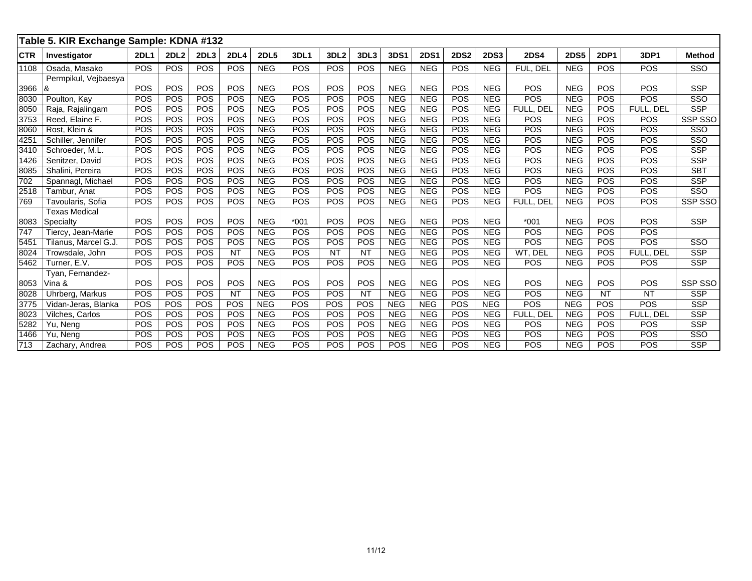**Table 5. KIR Exchange Sample: KDNA #132**

| CTR | Investigator | 2DL1 | 2DL2 | 2DL3 | 2DL4 | 2DL5 | 3DL1 | 3DL2 | 3DL3 | 3DS1 | 2DS1 | 2DS2 | 2DS3 | 2DS4 | 2DS5 | 2DP1 | 3DP1 | Method |
|---|---|---|---|---|---|---|---|---|---|---|---|---|---|---|---|---|---|---|
| 1108 | Osada, Masako | POS | POS | POS | POS | NEG | POS | POS | POS | NEG | NEG | POS | NEG | FUL, DEL | NEG | POS | POS | SSO |
| 3966 | Permpikul, Vejbaesya & | POS | POS | POS | POS | NEG | POS | POS | POS | NEG | NEG | POS | NEG | POS | NEG | POS | POS | SSP |
| 8030 | Poulton, Kay | POS | POS | POS | POS | NEG | POS | POS | POS | NEG | NEG | POS | NEG | POS | NEG | POS | POS | SSO |
| 8050 | Raja, Rajalingam | POS | POS | POS | POS | NEG | POS | POS | POS | NEG | NEG | POS | NEG | FULL, DEL | NEG | POS | FULL, DEL | SSP |
| 3753 | Reed, Elaine F. | POS | POS | POS | POS | NEG | POS | POS | POS | NEG | NEG | POS | NEG | POS | NEG | POS | POS | SSP SSO |
| 8060 | Rost, Klein & | POS | POS | POS | POS | NEG | POS | POS | POS | NEG | NEG | POS | NEG | POS | NEG | POS | POS | SSO |
| 4251 | Schiller, Jennifer | POS | POS | POS | POS | NEG | POS | POS | POS | NEG | NEG | POS | NEG | POS | NEG | POS | POS | SSO |
| 3410 | Schroeder, M.L. | POS | POS | POS | POS | NEG | POS | POS | POS | NEG | NEG | POS | NEG | POS | NEG | POS | POS | SSP |
| 1426 | Senitzer, David | POS | POS | POS | POS | NEG | POS | POS | POS | NEG | NEG | POS | NEG | POS | NEG | POS | POS | SSP |
| 8085 | Shalini, Pereira | POS | POS | POS | POS | NEG | POS | POS | POS | NEG | NEG | POS | NEG | POS | NEG | POS | POS | SBT |
| 702 | Spannagl, Michael | POS | POS | POS | POS | NEG | POS | POS | POS | NEG | NEG | POS | NEG | POS | NEG | POS | POS | SSP |
| 2518 | Tambur, Anat | POS | POS | POS | POS | NEG | POS | POS | POS | NEG | NEG | POS | NEG | POS | NEG | POS | POS | SSO |
| 769 | Tavoularis, Sofia | POS | POS | POS | POS | NEG | POS | POS | POS | NEG | NEG | POS | NEG | FULL, DEL | NEG | POS | POS | SSP SSO |
| 8083 | Texas Medical Specialty | POS | POS | POS | POS | NEG | *001 | POS | POS | NEG | NEG | POS | NEG | *001 | NEG | POS | POS | SSP |
| 747 | Tiercy, Jean-Marie | POS | POS | POS | POS | NEG | POS | POS | POS | NEG | NEG | POS | NEG | POS | NEG | POS | POS | |
| 5451 | Tilanus, Marcel G.J. | POS | POS | POS | POS | NEG | POS | POS | POS | NEG | NEG | POS | NEG | POS | NEG | POS | POS | SSO |
| 8024 | Trowsdale, John | POS | POS | POS | NT | NEG | POS | NT | NT | NEG | NEG | POS | NEG | WT, DEL | NEG | POS | FULL, DEL | SSP |
| 5462 | Turner, E.V. | POS | POS | POS | POS | NEG | POS | POS | POS | NEG | NEG | POS | NEG | POS | NEG | POS | POS | SSP |
| 8053 | Tyan, Fernandez-Vina & | POS | POS | POS | POS | NEG | POS | POS | POS | NEG | NEG | POS | NEG | POS | NEG | POS | POS | SSP SSO |
| 8028 | Uhrberg, Markus | POS | POS | POS | NT | NEG | POS | POS | NT | NEG | NEG | POS | NEG | POS | NEG | NT | NT | SSP |
| 3775 | Vidan-Jeras, Blanka | POS | POS | POS | POS | NEG | POS | POS | POS | NEG | NEG | POS | NEG | POS | NEG | POS | POS | SSP |
| 8023 | Vilches, Carlos | POS | POS | POS | POS | NEG | POS | POS | POS | NEG | NEG | POS | NEG | FULL, DEL | NEG | POS | FULL, DEL | SSP |
| 5282 | Yu, Neng | POS | POS | POS | POS | NEG | POS | POS | POS | NEG | NEG | POS | NEG | POS | NEG | POS | POS | SSP |
| 1466 | Yu, Neng | POS | POS | POS | POS | NEG | POS | POS | POS | NEG | NEG | POS | NEG | POS | NEG | POS | POS | SSO |
| 713 | Zachary, Andrea | POS | POS | POS | POS | NEG | POS | POS | POS | POS | NEG | POS | NEG | POS | NEG | POS | POS | SSP |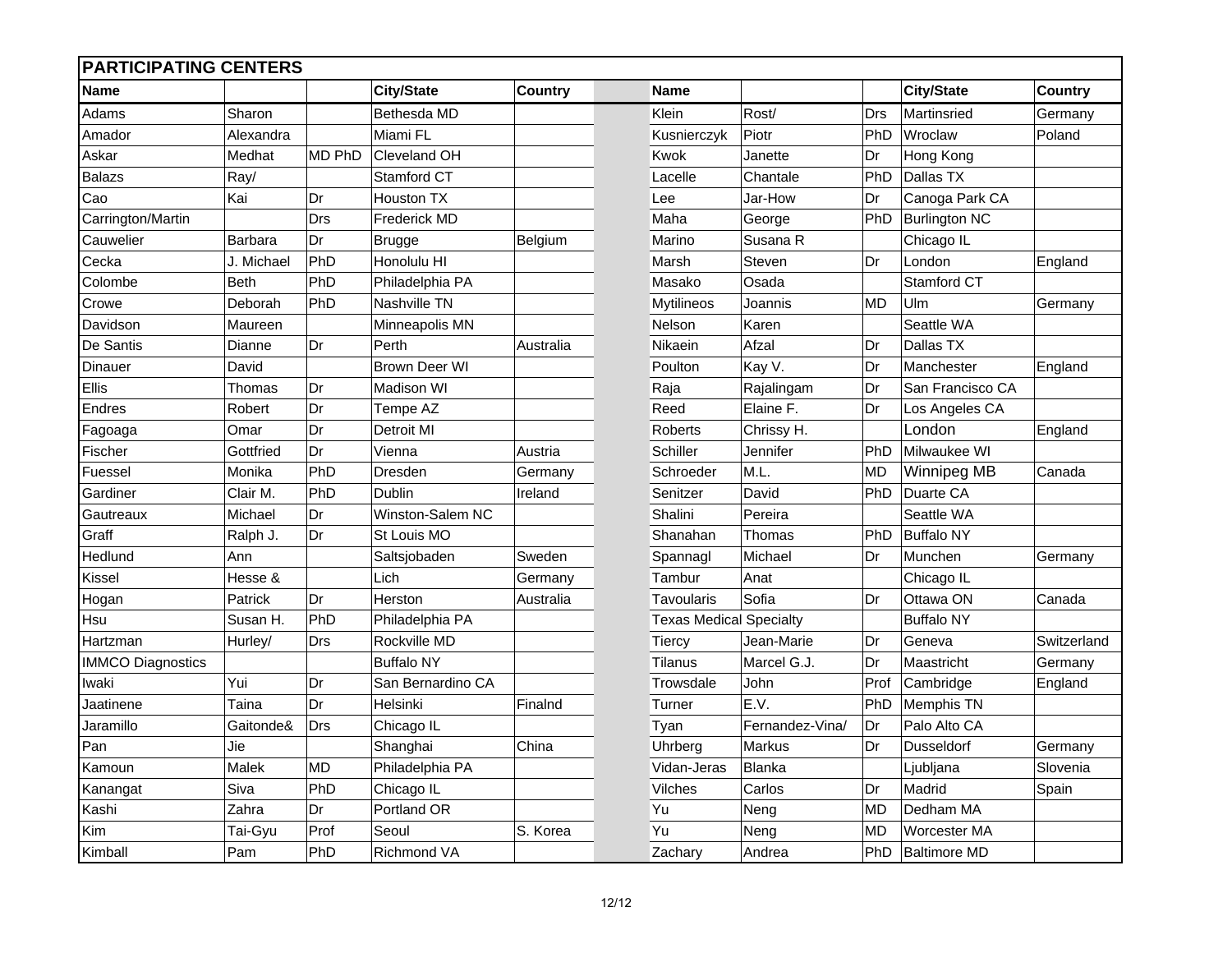## PARTICIPATING CENTERS

| Name | | | City/State | Country | | Name | | | City/State | Country |
|---|---|---|---|---|---|---|---|---|---|---|
| Adams | Sharon | | Bethesda MD | | | Klein | Rost/ | Drs | Martinsried | Germany |
| Amador | Alexandra | | Miami FL | | | Kusnierczyk | Piotr | PhD | Wroclaw | Poland |
| Askar | Medhat | MD PhD | Cleveland OH | | | Kwok | Janette | Dr | Hong Kong | |
| Balazs | Ray/ | | Stamford CT | | | Lacelle | Chantale | PhD | Dallas TX | |
| Cao | Kai | Dr | Houston TX | | | Lee | Jar-How | Dr | Canoga Park CA | |
| Carrington/Martin | | Drs | Frederick MD | | | Maha | George | PhD | Burlington NC | |
| Cauwelier | Barbara | Dr | Brugge | Belgium | | Marino | Susana R | | Chicago IL | |
| Cecka | J. Michael | PhD | Honolulu HI | | | Marsh | Steven | Dr | London | England |
| Colombe | Beth | PhD | Philadelphia PA | | | Masako | Osada | | Stamford CT | |
| Crowe | Deborah | PhD | Nashville TN | | | Mytilineos | Joannis | MD | Ulm | Germany |
| Davidson | Maureen | | Minneapolis MN | | | Nelson | Karen | | Seattle WA | |
| De Santis | Dianne | Dr | Perth | Australia | | Nikaein | Afzal | Dr | Dallas TX | |
| Dinauer | David | | Brown Deer WI | | | Poulton | Kay V. | Dr | Manchester | England |
| Ellis | Thomas | Dr | Madison WI | | | Raja | Rajalingam | Dr | San Francisco CA | |
| Endres | Robert | Dr | Tempe AZ | | | Reed | Elaine F. | Dr | Los Angeles CA | |
| Fagoaga | Omar | Dr | Detroit MI | | | Roberts | Chrissy H. | | London | England |
| Fischer | Gottfried | Dr | Vienna | Austria | | Schiller | Jennifer | PhD | Milwaukee WI | |
| Fuessel | Monika | PhD | Dresden | Germany | | Schroeder | M.L. | MD | Winnipeg MB | Canada |
| Gardiner | Clair M. | PhD | Dublin | Ireland | | Senitzer | David | PhD | Duarte CA | |
| Gautreaux | Michael | Dr | Winston-Salem NC | | | Shalini | Pereira | | Seattle WA | |
| Graff | Ralph J. | Dr | St Louis MO | | | Shanahan | Thomas | PhD | Buffalo NY | |
| Hedlund | Ann | | Saltsjobaden | Sweden | | Spannagl | Michael | Dr | Munchen | Germany |
| Kissel | Hesse & | | Lich | Germany | | Tambur | Anat | | Chicago IL | |
| Hogan | Patrick | Dr | Herston | Australia | | Tavoularis | Sofia | Dr | Ottawa ON | Canada |
| Hsu | Susan H. | PhD | Philadelphia PA | | | Texas Medical Specialty | | | Buffalo NY | |
| Hartzman | Hurley/ | Drs | Rockville MD | | | Tiercy | Jean-Marie | Dr | Geneva | Switzerland |
| IMMCO Diagnostics | | | Buffalo NY | | | Tilanus | Marcel G.J. | Dr | Maastricht | Germany |
| Iwaki | Yui | Dr | San Bernardino CA | | | Trowsdale | John | Prof | Cambridge | England |
| Jaatinene | Taina | Dr | Helsinki | Finalnd | | Turner | E.V. | PhD | Memphis TN | |
| Jaramillo | Gaitonde& | Drs | Chicago IL | | | Tyan | Fernandez-Vina/ | Dr | Palo Alto CA | |
| Pan | Jie | | Shanghai | China | | Uhrberg | Markus | Dr | Dusseldorf | Germany |
| Kamoun | Malek | MD | Philadelphia PA | | | Vidan-Jeras | Blanka | | Ljubljana | Slovenia |
| Kanangat | Siva | PhD | Chicago IL | | | Vilches | Carlos | Dr | Madrid | Spain |
| Kashi | Zahra | Dr | Portland OR | | | Yu | Neng | MD | Dedham MA | |
| Kim | Tai-Gyu | Prof | Seoul | S. Korea | | Yu | Neng | MD | Worcester MA | |
| Kimball | Pam | PhD | Richmond VA | | | Zachary | Andrea | PhD | Baltimore MD | |